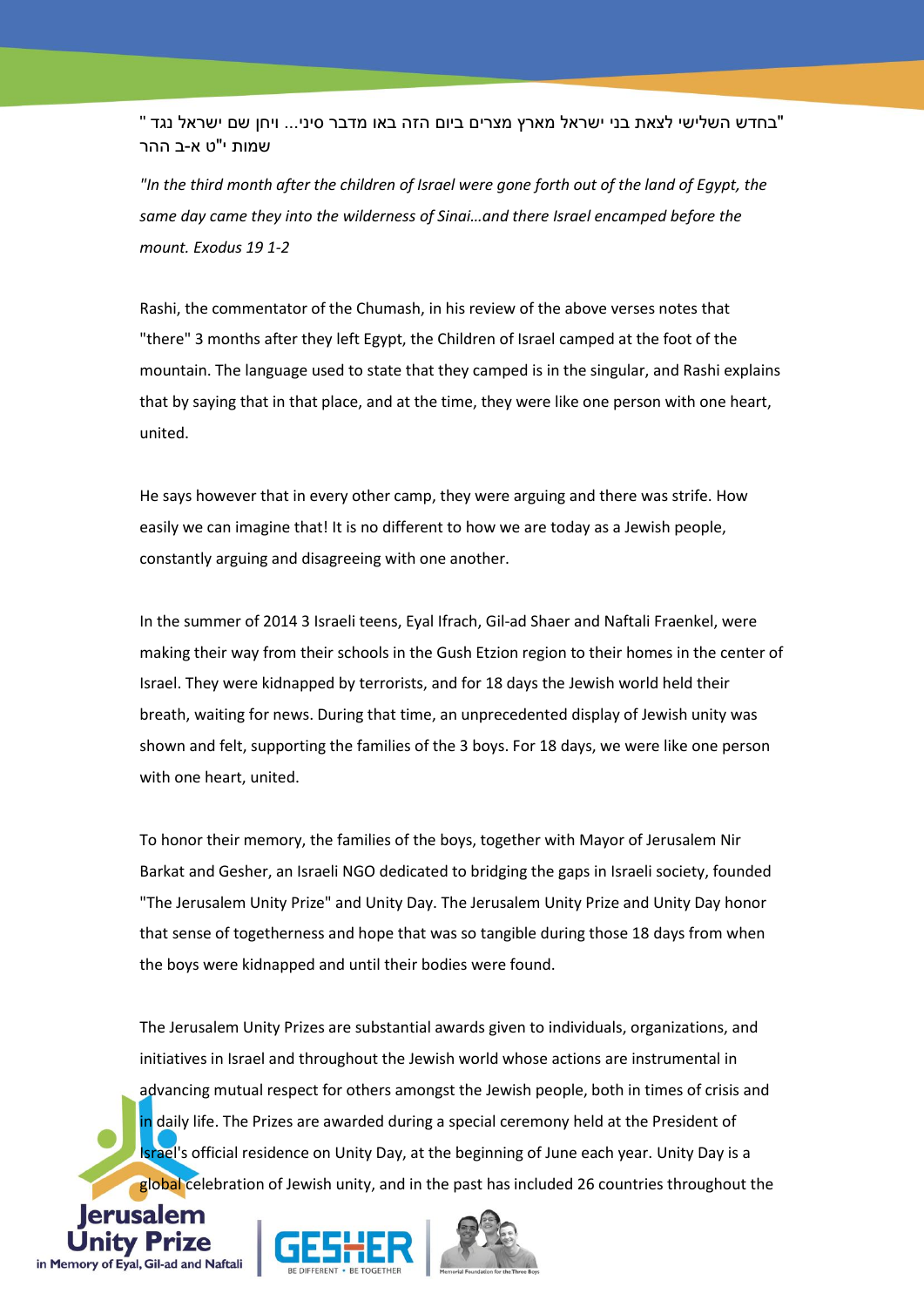"בחדש השלישי לצאת בני ישראל מארץ מצרים ביום הזה באו מדבר סיני... ויחן שם ישראל נגד ההר" שמות י"ט א-ב

*"In the third month after the children of Israel were gone forth out of the land of Egypt, the same day came they into the wilderness of Sinai…and there Israel encamped before the mount. Exodus 19 1-2*

Rashi, the commentator of the Chumash, in his review of the above verses notes that "there" 3 months after they left Egypt, the Children of Israel camped at the foot of the mountain. The language used to state that they camped is in the singular, and Rashi explains that by saying that in that place, and at the time, they were like one person with one heart, united.

He says however that in every other camp, they were arguing and there was strife. How easily we can imagine that! It is no different to how we are today as a Jewish people, constantly arguing and disagreeing with one another.

In the summer of 2014 3 Israeli teens, Eyal Ifrach, Gil-ad Shaer and Naftali Fraenkel, were making their way from their schools in the Gush Etzion region to their homes in the center of Israel. They were kidnapped by terrorists, and for 18 days the Jewish world held their breath, waiting for news. During that time, an unprecedented display of Jewish unity was shown and felt, supporting the families of the 3 boys. For 18 days, we were like one person with one heart, united.

To honor their memory, the families of the boys, together with Mayor of Jerusalem Nir Barkat and Gesher, an Israeli NGO dedicated to bridging the gaps in Israeli society, founded "The Jerusalem Unity Prize" and Unity Day. The Jerusalem Unity Prize and Unity Day honor that sense of togetherness and hope that was so tangible during those 18 days from when the boys were kidnapped and until their bodies were found.

The Jerusalem Unity Prizes are substantial awards given to individuals, organizations, and initiatives in Israel and throughout the Jewish world whose actions are instrumental in advancing mutual respect for others amongst the Jewish people, both in times of crisis and in daily life. The Prizes are awarded during a special ceremony held at the President of Israel's official residence on Unity Day, at the beginning of June each year. Unity Day is a global celebration of Jewish unity, and in the past has included 26 countries throughout the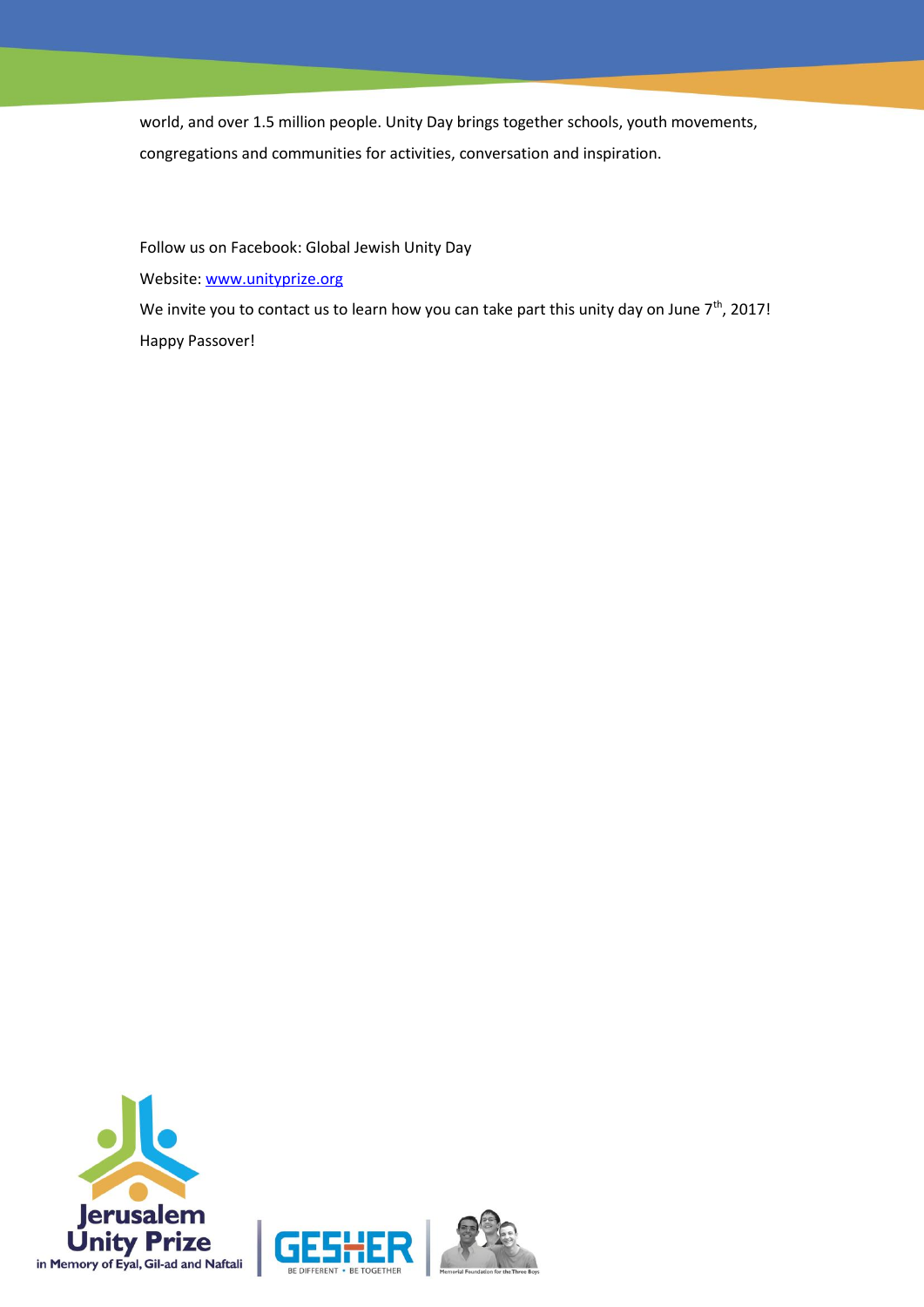world, and over 1.5 million people. Unity Day brings together schools, youth movements, congregations and communities for activities, conversation and inspiration.

Follow us on Facebook: Global Jewish Unity Day

Website: [www.unityprize.org](http://www.unityprize.org)

We invite you to contact us to learn how you can take part this unity day on June 7th, 2017!

Happy Passover!

Jerusalem Unity Prize in Memory of Eyal, Gil-ad and Naftali

GESHER BE DIFFERENT • BE TOGETHER

Memorial Foundation for the Three Boys